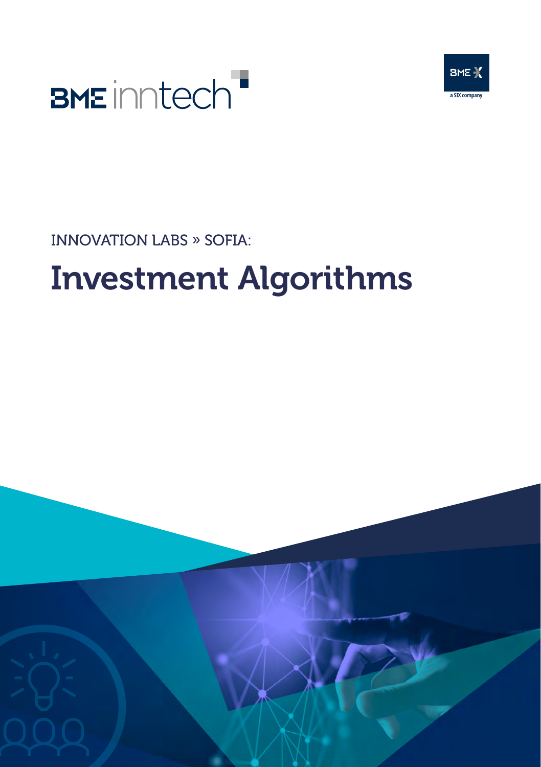BME inntech

BME X
a SIX company

INNOVATION LABS » SOFIA:

# Investment Algorithms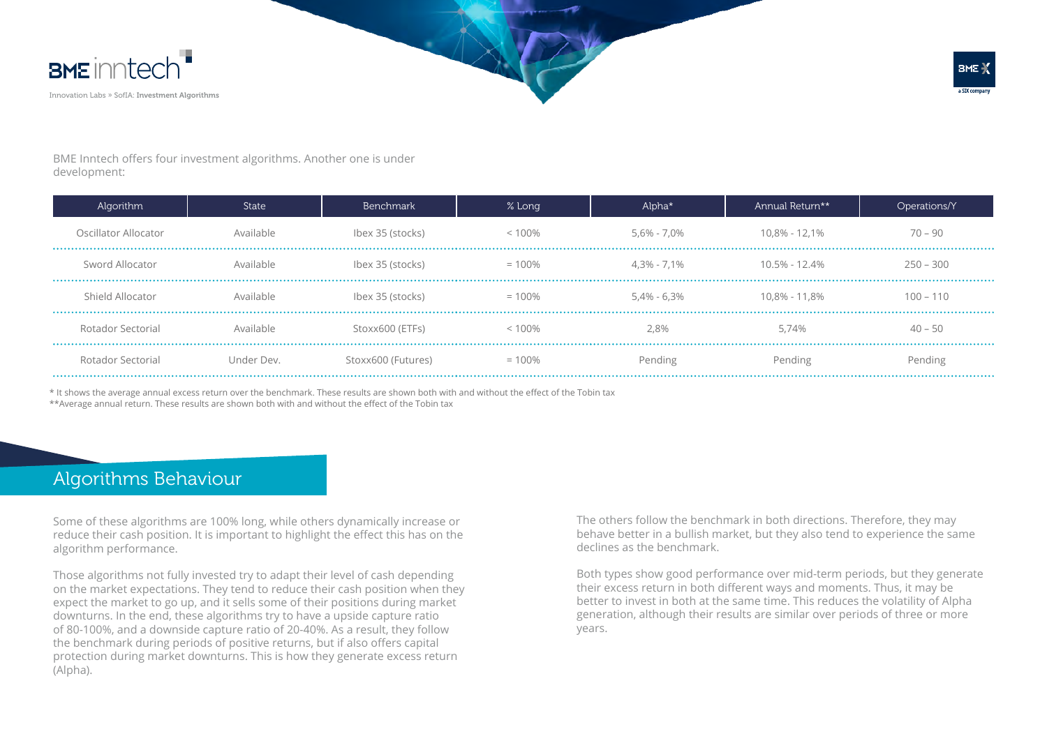BME Inntech offers four investment algorithms. Another one is under development:

| Algorithm | State | Benchmark | % Long | Alpha* | Annual Return** | Operations/Y |
|---|---|---|---|---|---|---|
| Oscillator Allocator | Available | Ibex 35 (stocks) | < 100% | 5,6% - 7,0% | 10,8% - 12,1% | 70 – 90 |
| Sword Allocator | Available | Ibex 35 (stocks) | = 100% | 4,3% - 7,1% | 10.5% - 12.4% | 250 – 300 |
| Shield Allocator | Available | Ibex 35 (stocks) | = 100% | 5,4% - 6,3% | 10,8% - 11,8% | 100 – 110 |
| Rotador Sectorial | Available | Stoxx600 (ETFs) | < 100% | 2,8% | 5,74% | 40 – 50 |
| Rotador Sectorial | Under Dev. | Stoxx600 (Futures) | = 100% | Pending | Pending | Pending |

* It shows the average annual excess return over the benchmark. These results are shown both with and without the effect of the Tobin tax

**Average annual return. These results are shown both with and without the effect of the Tobin tax

## Algorithms Behaviour

Some of these algorithms are 100% long, while others dynamically increase or reduce their cash position. It is important to highlight the effect this has on the algorithm performance.

Those algorithms not fully invested try to adapt their level of cash depending on the market expectations. They tend to reduce their cash position when they expect the market to go up, and it sells some of their positions during market downturns. In the end, these algorithms try to have a upside capture ratio of 80-100%, and a downside capture ratio of 20-40%. As a result, they follow the benchmark during periods of positive returns, but if also offers capital protection during market downturns. This is how they generate excess return (Alpha).

The others follow the benchmark in both directions. Therefore, they may behave better in a bullish market, but they also tend to experience the same declines as the benchmark.

Both types show good performance over mid-term periods, but they generate their excess return in both different ways and moments. Thus, it may be better to invest in both at the same time. This reduces the volatility of Alpha generation, although their results are similar over periods of three or more years.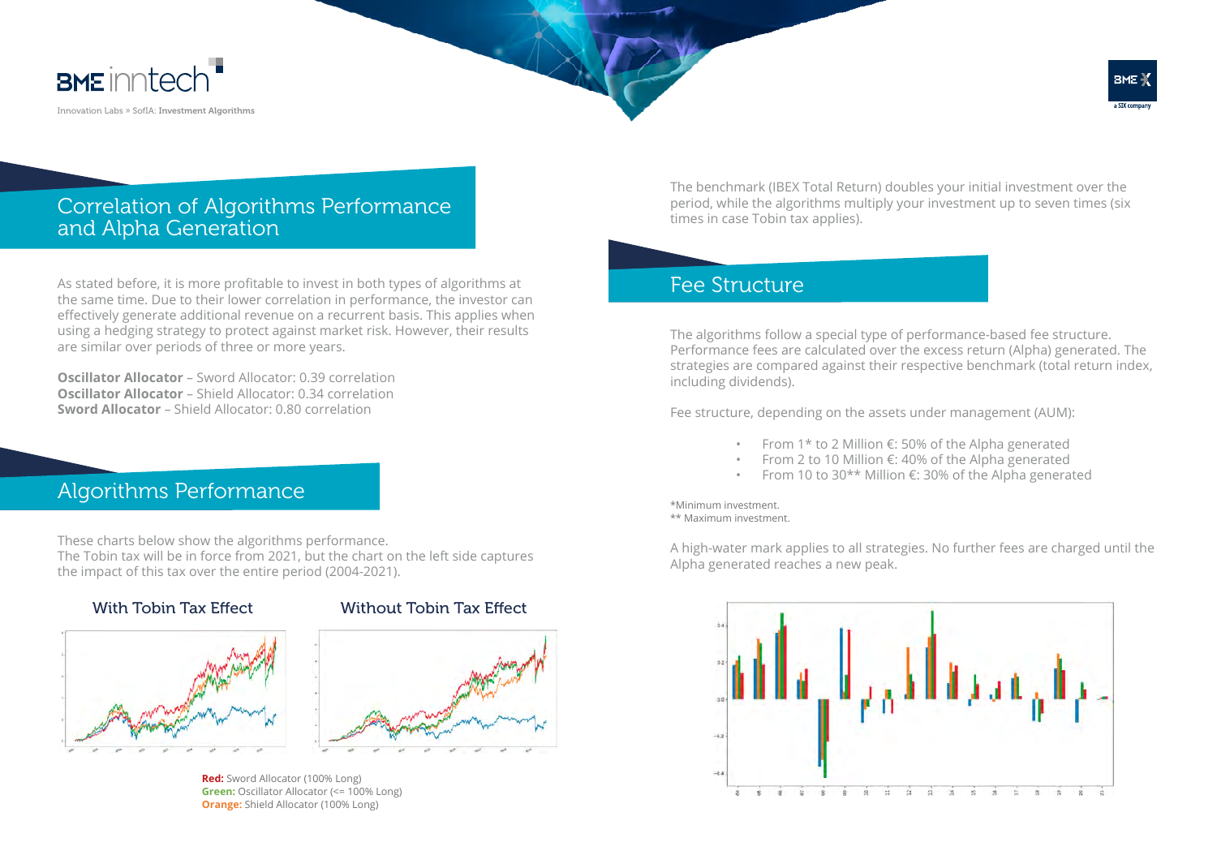## Correlation of Algorithms Performance and Alpha Generation

As stated before, it is more profitable to invest in both types of algorithms at the same time. Due to their lower correlation in performance, the investor can effectively generate additional revenue on a recurrent basis. This applies when using a hedging strategy to protect against market risk. However, their results are similar over periods of three or more years.

**Oscillator Allocator** – Sword Allocator: 0.39 correlation
**Oscillator Allocator** – Shield Allocator: 0.34 correlation
**Sword Allocator** – Shield Allocator: 0.80 correlation

## Algorithms Performance

These charts below show the algorithms performance.
The Tobin tax will be in force from 2021, but the chart on the left side captures the impact of this tax over the entire period (2004-2021).

With Tobin Tax Effect

Without Tobin Tax Effect

**Red:** Sword Allocator (100% Long)
**Green:** Oscillator Allocator (<= 100% Long)
**Orange:** Shield Allocator (100% Long)

The benchmark (IBEX Total Return) doubles your initial investment over the period, while the algorithms multiply your investment up to seven times (six times in case Tobin tax applies).

## Fee Structure

The algorithms follow a special type of performance-based fee structure. Performance fees are calculated over the excess return (Alpha) generated. The strategies are compared against their respective benchmark (total return index, including dividends).

Fee structure, depending on the assets under management (AUM):

- From 1* to 2 Million €: 50% of the Alpha generated
- From 2 to 10 Million €: 40% of the Alpha generated
- From 10 to 30** Million €: 30% of the Alpha generated

*Minimum investment.
** Maximum investment.

A high-water mark applies to all strategies. No further fees are charged until the Alpha generated reaches a new peak.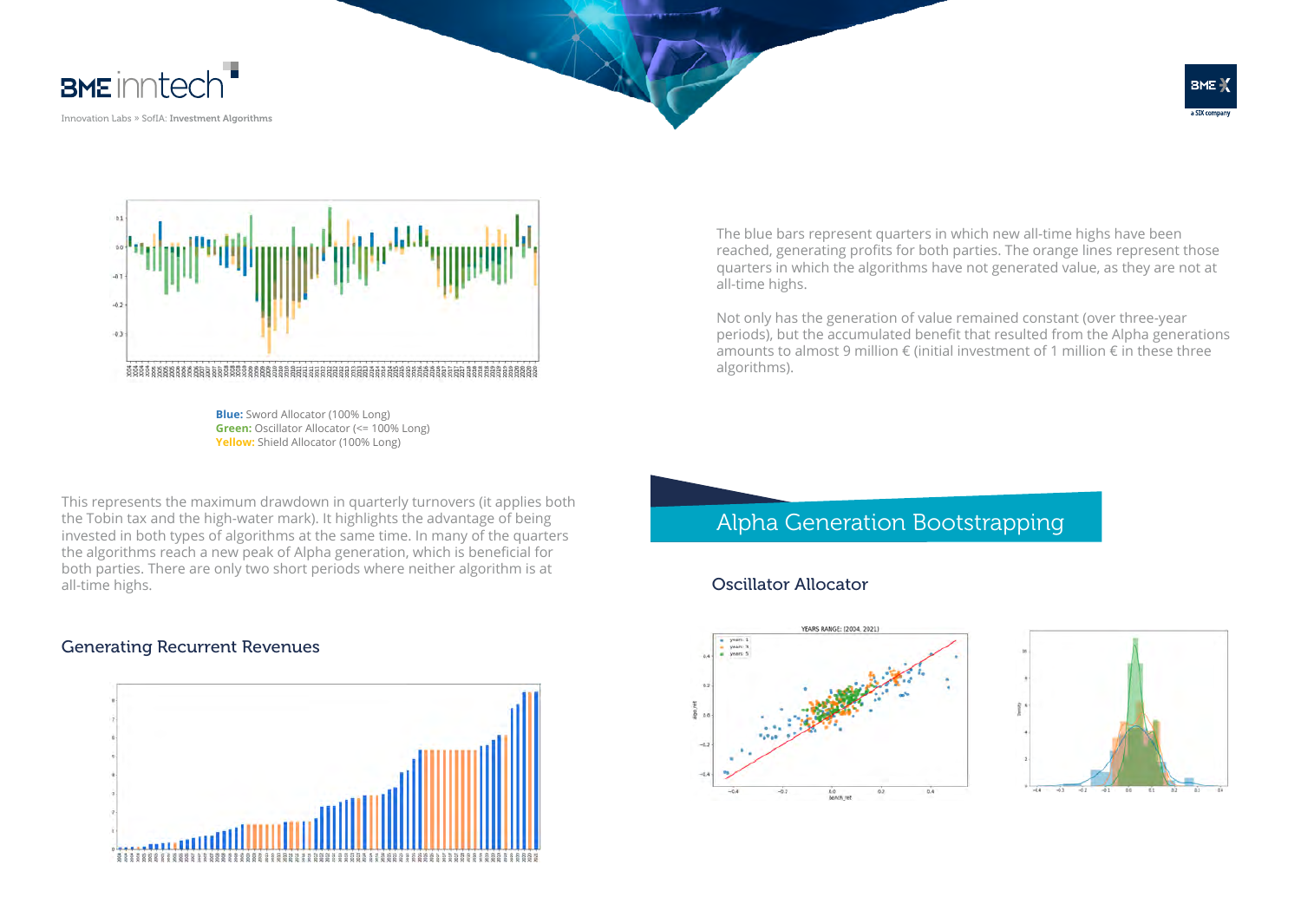**Blue:** Sword Allocator (100% Long)
**Green:** Oscillator Allocator (<= 100% Long)
**Yellow:** Shield Allocator (100% Long)

This represents the maximum drawdown in quarterly turnovers (it applies both the Tobin tax and the high-water mark). It highlights the advantage of being invested in both types of algorithms at the same time. In many of the quarters the algorithms reach a new peak of Alpha generation, which is beneficial for both parties. There are only two short periods where neither algorithm is at all-time highs.

### Generating Recurrent Revenues

The blue bars represent quarters in which new all-time highs have been reached, generating profits for both parties. The orange lines represent those quarters in which the algorithms have not generated value, as they are not at all-time highs.

Not only has the generation of value remained constant (over three-year periods), but the accumulated benefit that resulted from the Alpha generations amounts to almost 9 million € (initial investment of 1 million € in these three algorithms).

## Alpha Generation Bootstrapping

### Oscillator Allocator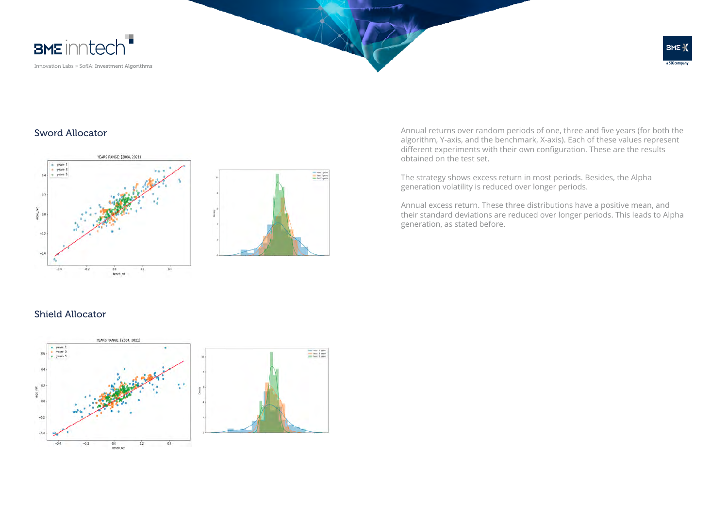## Sword Allocator

## Shield Allocator

Annual returns over random periods of one, three and five years (for both the algorithm, Y-axis, and the benchmark, X-axis). Each of these values represent different experiments with their own configuration. These are the results obtained on the test set.

The strategy shows excess return in most periods. Besides, the Alpha generation volatility is reduced over longer periods.

Annual excess return. These three distributions have a positive mean, and their standard deviations are reduced over longer periods. This leads to Alpha generation, as stated before.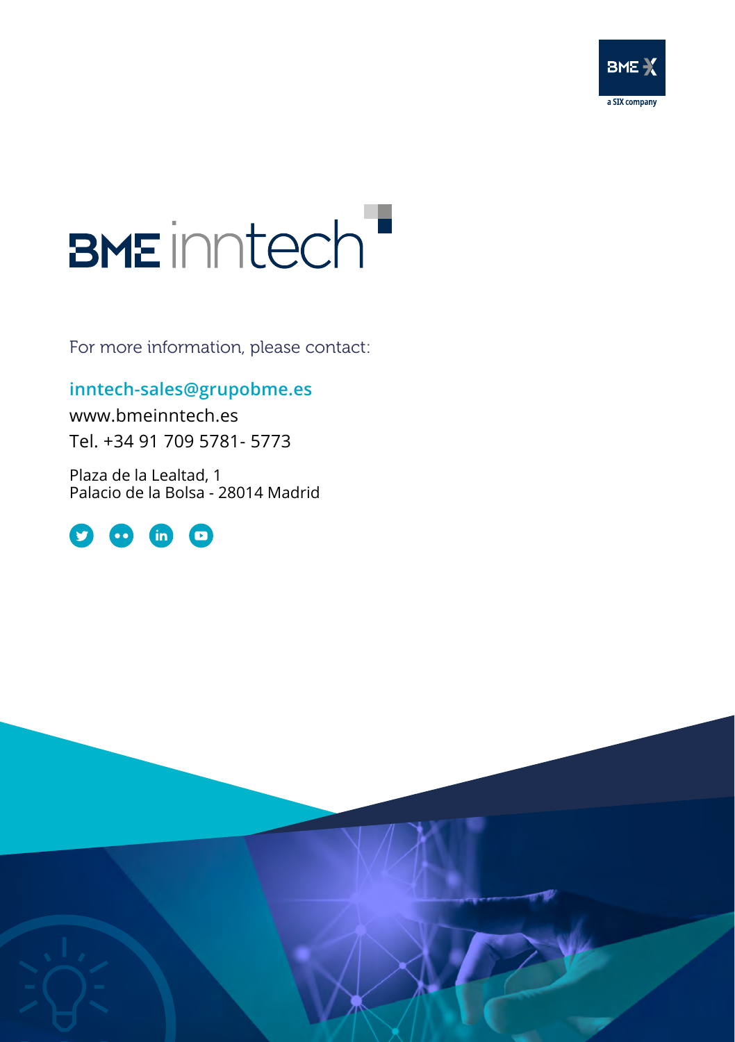BME inntech

For more information, please contact:

**inntech-sales@grupobme.es**

www.bmeinntech.es

Tel. +34 91 709 5781- 5773

Plaza de la Lealtad, 1
Palacio de la Bolsa - 28014 Madrid